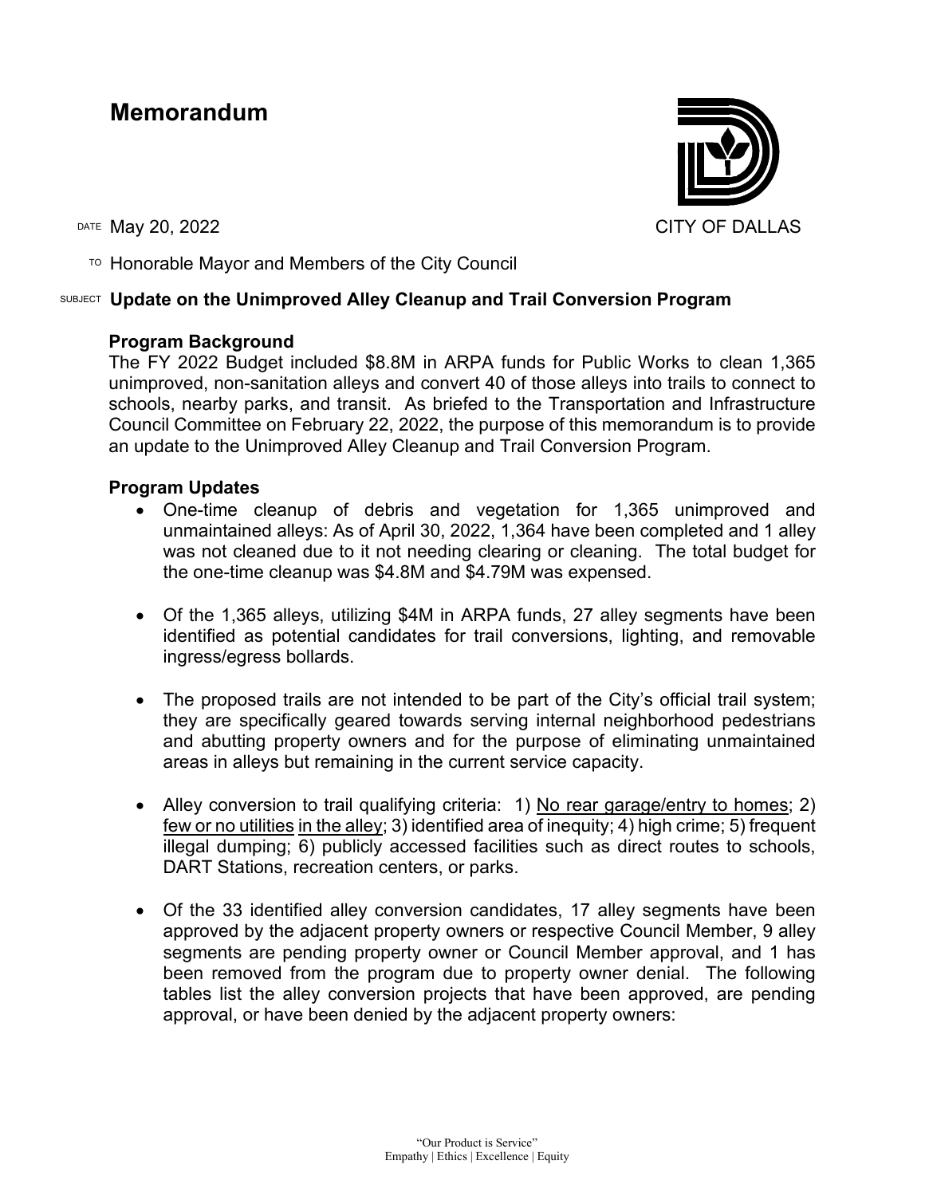# Memorandum

CITY OF DALLAS

DATE May 20, 2022

TO Honorable Mayor and Members of the City Council

SUBJECT **Update on the Unimproved Alley Cleanup and Trail Conversion Program**

**Program Background**

The FY 2022 Budget included $8.8M in ARPA funds for Public Works to clean 1,365 unimproved, non-sanitation alleys and convert 40 of those alleys into trails to connect to schools, nearby parks, and transit. As briefed to the Transportation and Infrastructure Council Committee on February 22, 2022, the purpose of this memorandum is to provide an update to the Unimproved Alley Cleanup and Trail Conversion Program.

**Program Updates**

- One-time cleanup of debris and vegetation for 1,365 unimproved and unmaintained alleys: As of April 30, 2022, 1,364 have been completed and 1 alley was not cleaned due to it not needing clearing or cleaning. The total budget for the one-time cleanup was $4.8M and $4.79M was expensed.

- Of the 1,365 alleys, utilizing $4M in ARPA funds, 27 alley segments have been identified as potential candidates for trail conversions, lighting, and removable ingress/egress bollards.

- The proposed trails are not intended to be part of the City's official trail system; they are specifically geared towards serving internal neighborhood pedestrians and abutting property owners and for the purpose of eliminating unmaintained areas in alleys but remaining in the current service capacity.

- Alley conversion to trail qualifying criteria: 1) No rear garage/entry to homes; 2) few or no utilities in the alley; 3) identified area of inequity; 4) high crime; 5) frequent illegal dumping; 6) publicly accessed facilities such as direct routes to schools, DART Stations, recreation centers, or parks.

- Of the 33 identified alley conversion candidates, 17 alley segments have been approved by the adjacent property owners or respective Council Member, 9 alley segments are pending property owner or Council Member approval, and 1 has been removed from the program due to property owner denial. The following tables list the alley conversion projects that have been approved, are pending approval, or have been denied by the adjacent property owners: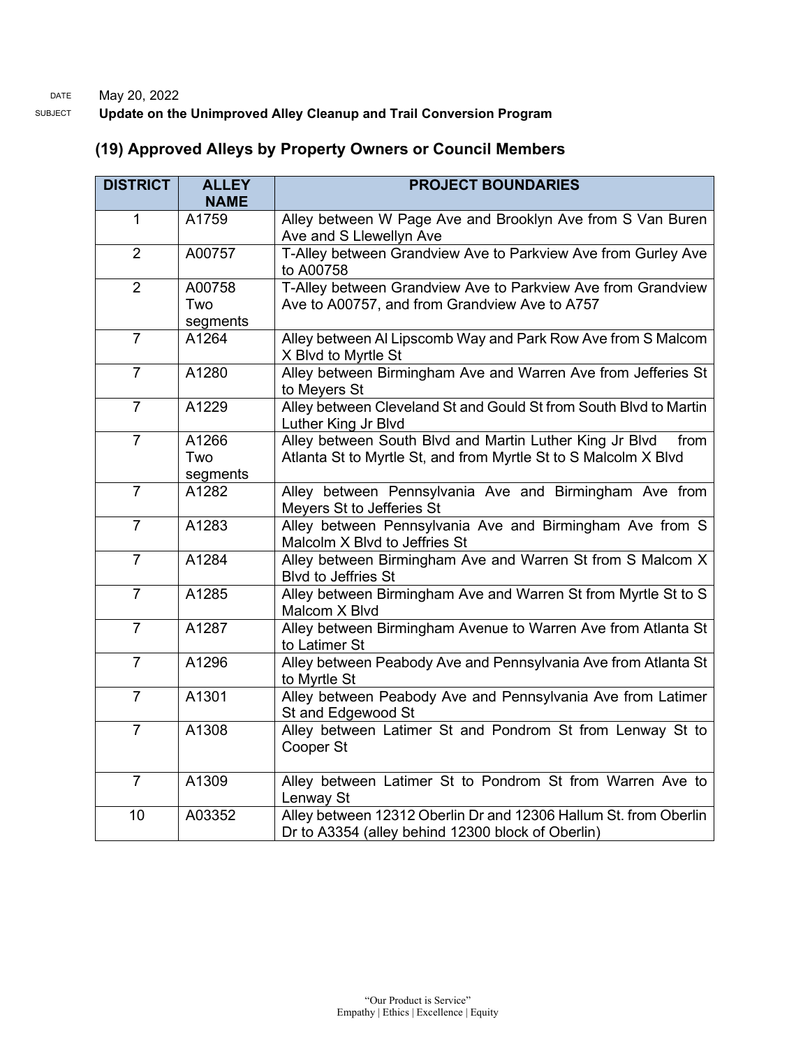DATE May 20, 2022

SUBJECT **Update on the Unimproved Alley Cleanup and Trail Conversion Program**

## (19) Approved Alleys by Property Owners or Council Members

| DISTRICT | ALLEY NAME | PROJECT BOUNDARIES |
|---|---|---|
| 1 | A1759 | Alley between W Page Ave and Brooklyn Ave from S Van Buren Ave and S Llewellyn Ave |
| 2 | A00757 | T-Alley between Grandview Ave to Parkview Ave from Gurley Ave to A00758 |
| 2 | A00758 Two segments | T-Alley between Grandview Ave to Parkview Ave from Grandview Ave to A00757, and from Grandview Ave to A757 |
| 7 | A1264 | Alley between Al Lipscomb Way and Park Row Ave from S Malcom X Blvd to Myrtle St |
| 7 | A1280 | Alley between Birmingham Ave and Warren Ave from Jefferies St to Meyers St |
| 7 | A1229 | Alley between Cleveland St and Gould St from South Blvd to Martin Luther King Jr Blvd |
| 7 | A1266 Two segments | Alley between South Blvd and Martin Luther King Jr Blvd from Atlanta St to Myrtle St, and from Myrtle St to S Malcolm X Blvd |
| 7 | A1282 | Alley between Pennsylvania Ave and Birmingham Ave from Meyers St to Jefferies St |
| 7 | A1283 | Alley between Pennsylvania Ave and Birmingham Ave from S Malcolm X Blvd to Jeffries St |
| 7 | A1284 | Alley between Birmingham Ave and Warren St from S Malcom X Blvd to Jeffries St |
| 7 | A1285 | Alley between Birmingham Ave and Warren St from Myrtle St to S Malcom X Blvd |
| 7 | A1287 | Alley between Birmingham Avenue to Warren Ave from Atlanta St to Latimer St |
| 7 | A1296 | Alley between Peabody Ave and Pennsylvania Ave from Atlanta St to Myrtle St |
| 7 | A1301 | Alley between Peabody Ave and Pennsylvania Ave from Latimer St and Edgewood St |
| 7 | A1308 | Alley between Latimer St and Pondrom St from Lenway St to Cooper St |
| 7 | A1309 | Alley between Latimer St to Pondrom St from Warren Ave to Lenway St |
| 10 | A03352 | Alley between 12312 Oberlin Dr and 12306 Hallum St. from Oberlin Dr to A3354 (alley behind 12300 block of Oberlin) |

"Our Product is Service"
Empathy | Ethics | Excellence | Equity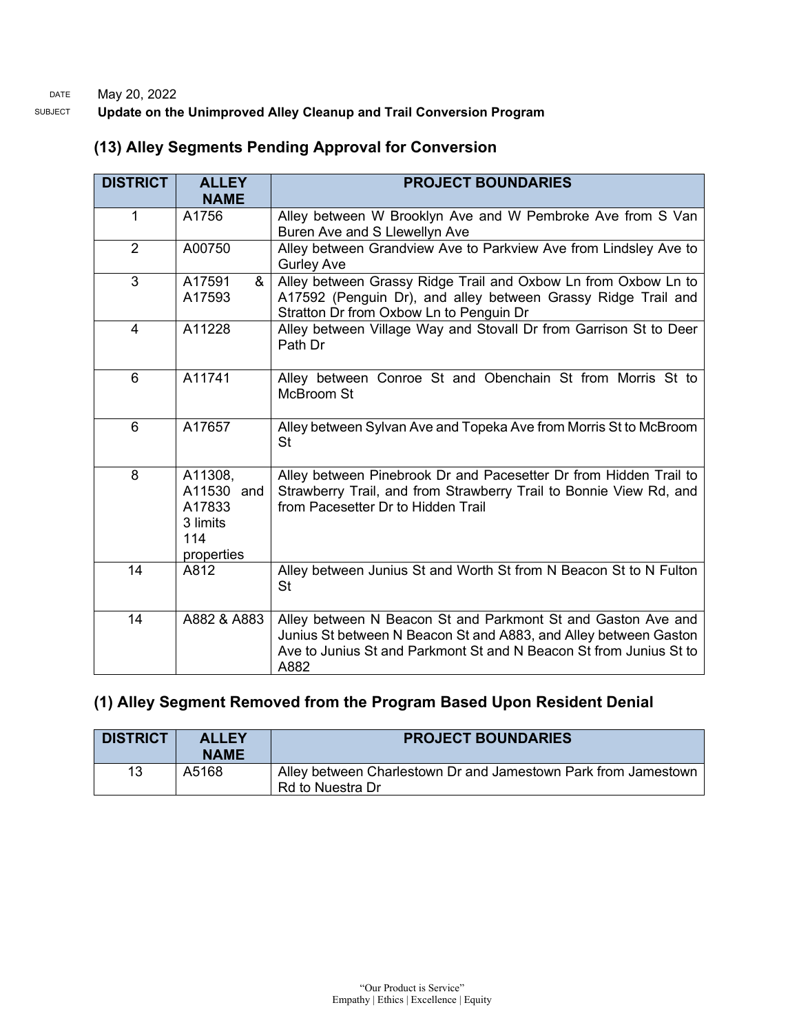DATE May 20, 2022

SUBJECT **Update on the Unimproved Alley Cleanup and Trail Conversion Program**

## (13) Alley Segments Pending Approval for Conversion

| DISTRICT | ALLEY NAME | PROJECT BOUNDARIES |
|---|---|---|
| 1 | A1756 | Alley between W Brooklyn Ave and W Pembroke Ave from S Van Buren Ave and S Llewellyn Ave |
| 2 | A00750 | Alley between Grandview Ave to Parkview Ave from Lindsley Ave to Gurley Ave |
| 3 | A17591 & A17593 | Alley between Grassy Ridge Trail and Oxbow Ln from Oxbow Ln to A17592 (Penguin Dr), and alley between Grassy Ridge Trail and Stratton Dr from Oxbow Ln to Penguin Dr |
| 4 | A11228 | Alley between Village Way and Stovall Dr from Garrison St to Deer Path Dr |
| 6 | A11741 | Alley between Conroe St and Obenchain St from Morris St to McBroom St |
| 6 | A17657 | Alley between Sylvan Ave and Topeka Ave from Morris St to McBroom St |
| 8 | A11308, A11530 and A17833 3 limits 114 properties | Alley between Pinebrook Dr and Pacesetter Dr from Hidden Trail to Strawberry Trail, and from Strawberry Trail to Bonnie View Rd, and from Pacesetter Dr to Hidden Trail |
| 14 | A812 | Alley between Junius St and Worth St from N Beacon St to N Fulton St |
| 14 | A882 & A883 | Alley between N Beacon St and Parkmont St and Gaston Ave and Junius St between N Beacon St and A883, and Alley between Gaston Ave to Junius St and Parkmont St and N Beacon St from Junius St to A882 |

## (1) Alley Segment Removed from the Program Based Upon Resident Denial

| DISTRICT | ALLEY NAME | PROJECT BOUNDARIES |
|---|---|---|
| 13 | A5168 | Alley between Charlestown Dr and Jamestown Park from Jamestown Rd to Nuestra Dr |

"Our Product is Service"
Empathy | Ethics | Excellence | Equity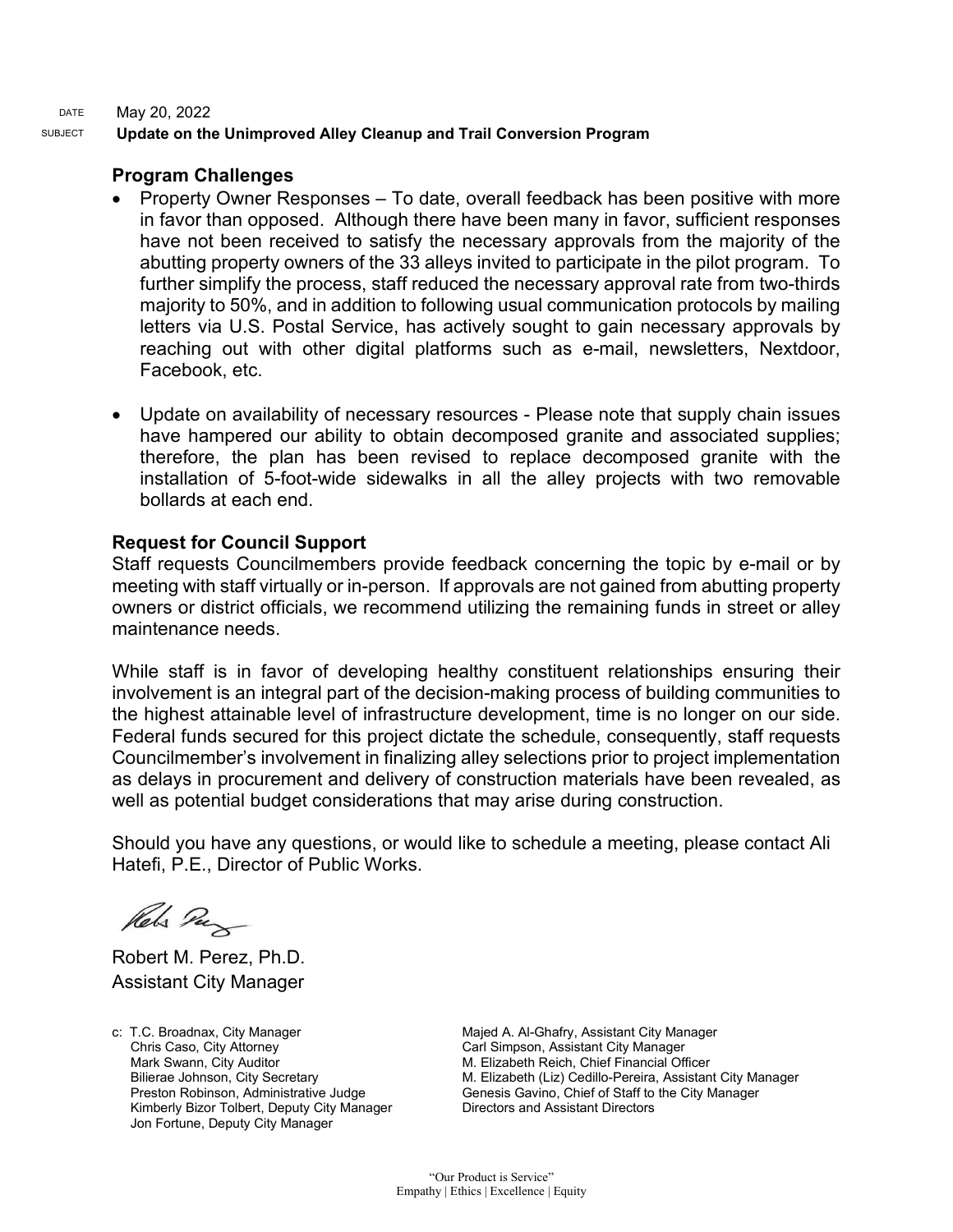DATE May 20, 2022

SUBJECT **Update on the Unimproved Alley Cleanup and Trail Conversion Program**

### Program Challenges

- Property Owner Responses – To date, overall feedback has been positive with more in favor than opposed. Although there have been many in favor, sufficient responses have not been received to satisfy the necessary approvals from the majority of the abutting property owners of the 33 alleys invited to participate in the pilot program. To further simplify the process, staff reduced the necessary approval rate from two-thirds majority to 50%, and in addition to following usual communication protocols by mailing letters via U.S. Postal Service, has actively sought to gain necessary approvals by reaching out with other digital platforms such as e-mail, newsletters, Nextdoor, Facebook, etc.

- Update on availability of necessary resources - Please note that supply chain issues have hampered our ability to obtain decomposed granite and associated supplies; therefore, the plan has been revised to replace decomposed granite with the installation of 5-foot-wide sidewalks in all the alley projects with two removable bollards at each end.

### Request for Council Support

Staff requests Councilmembers provide feedback concerning the topic by e-mail or by meeting with staff virtually or in-person. If approvals are not gained from abutting property owners or district officials, we recommend utilizing the remaining funds in street or alley maintenance needs.

While staff is in favor of developing healthy constituent relationships ensuring their involvement is an integral part of the decision-making process of building communities to the highest attainable level of infrastructure development, time is no longer on our side. Federal funds secured for this project dictate the schedule, consequently, staff requests Councilmember's involvement in finalizing alley selections prior to project implementation as delays in procurement and delivery of construction materials have been revealed, as well as potential budget considerations that may arise during construction.

Should you have any questions, or would like to schedule a meeting, please contact Ali Hatefi, P.E., Director of Public Works.

Robert M. Perez, Ph.D.
Assistant City Manager

c: T.C. Broadnax, City Manager
Chris Caso, City Attorney
Mark Swann, City Auditor
Bilierae Johnson, City Secretary
Preston Robinson, Administrative Judge
Kimberly Bizor Tolbert, Deputy City Manager
Jon Fortune, Deputy City Manager
Majed A. Al-Ghafry, Assistant City Manager
Carl Simpson, Assistant City Manager
M. Elizabeth Reich, Chief Financial Officer
M. Elizabeth (Liz) Cedillo-Pereira, Assistant City Manager
Genesis Gavino, Chief of Staff to the City Manager
Directors and Assistant Directors

"Our Product is Service"
Empathy | Ethics | Excellence | Equity